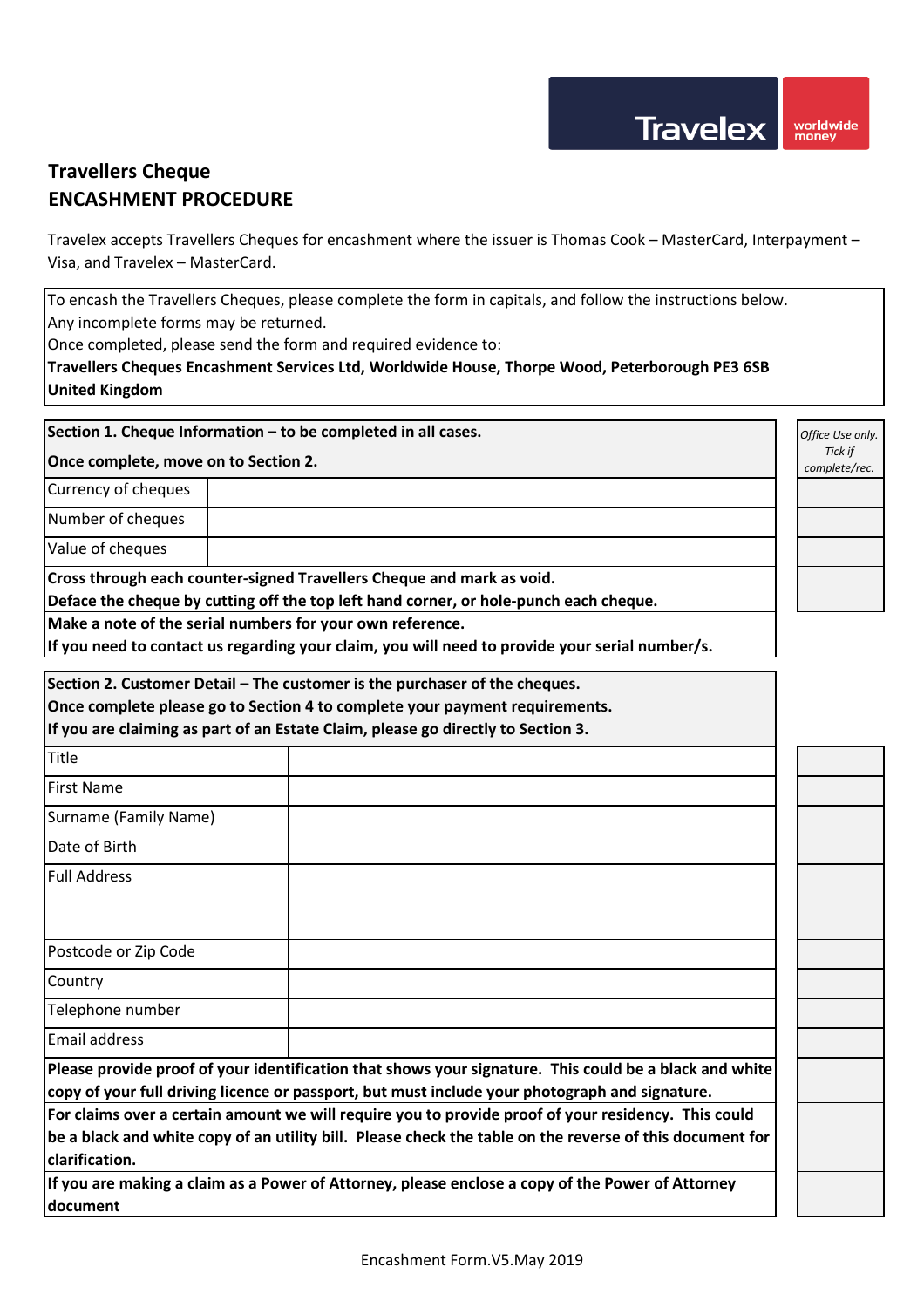Travelex worldwide money

# Travellers Cheque
# ENCASHMENT PROCEDURE

Travelex accepts Travellers Cheques for encashment where the issuer is Thomas Cook – MasterCard, Interpayment – Visa, and Travelex – MasterCard.

To encash the Travellers Cheques, please complete the form in capitals, and follow the instructions below.
Any incomplete forms may be returned.
Once completed, please send the form and required evidence to:
**Travellers Cheques Encashment Services Ltd, Worldwide House, Thorpe Wood, Peterborough PE3 6SB United Kingdom**

| **Section 1. Cheque Information – to be completed in all cases.** **Once complete, move on to Section 2.** | | *Office Use only. Tick if complete/rec.* |
|---|---|---|
| Currency of cheques | | |
| Number of cheques | | |
| Value of cheques | | |
| **Cross through each counter-signed Travellers Cheque and mark as void.** **Deface the cheque by cutting off the top left hand corner, or hole-punch each cheque.** | | |
| **Make a note of the serial numbers for your own reference.** **If you need to contact us regarding your claim, you will need to provide your serial number/s.** | | |

| **Section 2. Customer Detail – The customer is the purchaser of the cheques.** **Once complete please go to Section 4 to complete your payment requirements.** **If you are claiming as part of an Estate Claim, please go directly to Section 3.** | | |
|---|---|---|
| Title | | |
| First Name | | |
| Surname (Family Name) | | |
| Date of Birth | | |
| Full Address | | |
| Postcode or Zip Code | | |
| Country | | |
| Telephone number | | |
| Email address | | |
| **Please provide proof of your identification that shows your signature. This could be a black and white copy of your full driving licence or passport, but must include your photograph and signature.** | | |
| **For claims over a certain amount we will require you to provide proof of your residency. This could be a black and white copy of an utility bill. Please check the table on the reverse of this document for clarification.** | | |
| **If you are making a claim as a Power of Attorney, please enclose a copy of the Power of Attorney document** | | |

Encashment Form.V5.May 2019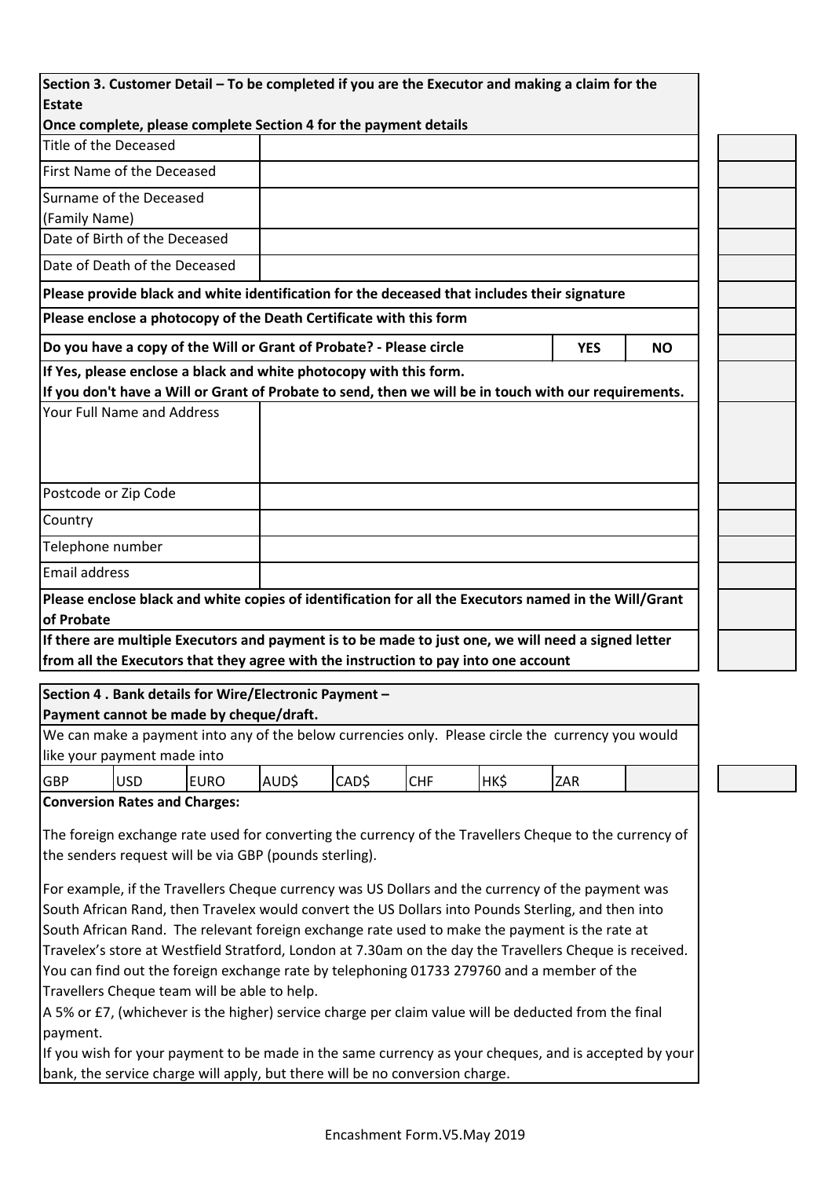## Section 3. Customer Detail – To be completed if you are the Executor and making a claim for the Estate

**Once complete, please complete Section 4 for the payment details**

| | |
|---|---|
| Title of the Deceased | |
| First Name of the Deceased | |
| Surname of the Deceased (Family Name) | |
| Date of Birth of the Deceased | |
| Date of Death of the Deceased | |

**Please provide black and white identification for the deceased that includes their signature**

**Please enclose a photocopy of the Death Certificate with this form**

| | | |
|---|---|---|
| **Do you have a copy of the Will or Grant of Probate? - Please circle** | **YES** | **NO** |

**If Yes, please enclose a black and white photocopy with this form.**
**If you don't have a Will or Grant of Probate to send, then we will be in touch with our requirements.**

| | |
|---|---|
| Your Full Name and Address | |
| Postcode or Zip Code | |
| Country | |
| Telephone number | |
| Email address | |

**Please enclose black and white copies of identification for all the Executors named in the Will/Grant of Probate**

**If there are multiple Executors and payment is to be made to just one, we will need a signed letter from all the Executors that they agree with the instruction to pay into one account**

## Section 4 . Bank details for Wire/Electronic Payment – Payment cannot be made by cheque/draft.

We can make a payment into any of the below currencies only. Please circle the currency you would like your payment made into

| GBP | USD | EURO | AUD$ | CAD$ | CHF | HK$ | ZAR | |
|---|---|---|---|---|---|---|---|---|

**Conversion Rates and Charges:**

The foreign exchange rate used for converting the currency of the Travellers Cheque to the currency of the senders request will be via GBP (pounds sterling).

For example, if the Travellers Cheque currency was US Dollars and the currency of the payment was South African Rand, then Travelex would convert the US Dollars into Pounds Sterling, and then into South African Rand. The relevant foreign exchange rate used to make the payment is the rate at Travelex's store at Westfield Stratford, London at 7.30am on the day the Travellers Cheque is received. You can find out the foreign exchange rate by telephoning 01733 279760 and a member of the Travellers Cheque team will be able to help.

A 5% or £7, (whichever is the higher) service charge per claim value will be deducted from the final payment.

If you wish for your payment to be made in the same currency as your cheques, and is accepted by your bank, the service charge will apply, but there will be no conversion charge.

Encashment Form.V5.May 2019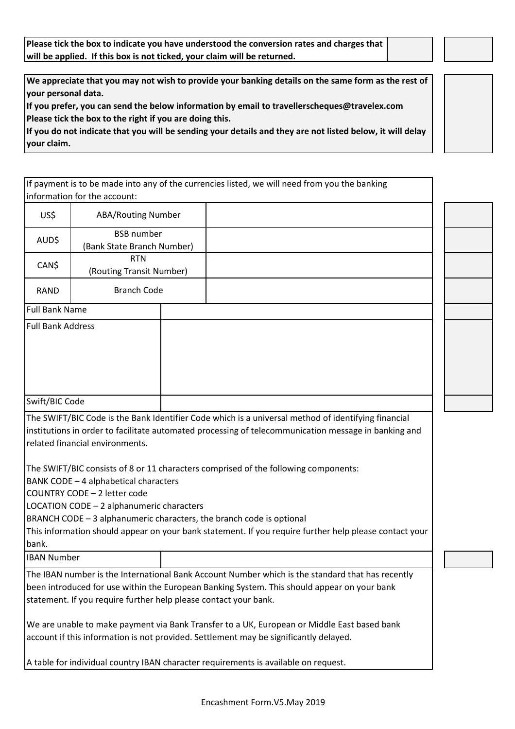**Please tick the box to indicate you have understood the conversion rates and charges that will be applied. If this box is not ticked, your claim will be returned.**

**We appreciate that you may not wish to provide your banking details on the same form as the rest of your personal data.**
**If you prefer, you can send the below information by email to travellerscheques@travelex.com**
**Please tick the box to the right if you are doing this.**
**If you do not indicate that you will be sending your details and they are not listed below, it will delay your claim.**

If payment is to be made into any of the currencies listed, we will need from you the banking information for the account:

| | | |
|---|---|---|
| US$ | ABA/Routing Number | |
| AUD$ | BSB number (Bank State Branch Number) | |
| CAN$ | RTN (Routing Transit Number) | |
| RAND | Branch Code | |

| | |
|---|---|
| Full Bank Name | |
| Full Bank Address | |
| Swift/BIC Code | |

The SWIFT/BIC Code is the Bank Identifier Code which is a universal method of identifying financial institutions in order to facilitate automated processing of telecommunication message in banking and related financial environments.

The SWIFT/BIC consists of 8 or 11 characters comprised of the following components:
BANK CODE – 4 alphabetical characters
COUNTRY CODE – 2 letter code
LOCATION CODE – 2 alphanumeric characters
BRANCH CODE – 3 alphanumeric characters, the branch code is optional
This information should appear on your bank statement. If you require further help please contact your bank.

| | |
|---|---|
| IBAN Number | |

The IBAN number is the International Bank Account Number which is the standard that has recently been introduced for use within the European Banking System. This should appear on your bank statement. If you require further help please contact your bank.

We are unable to make payment via Bank Transfer to a UK, European or Middle East based bank account if this information is not provided. Settlement may be significantly delayed.

A table for individual country IBAN character requirements is available on request.

Encashment Form.V5.May 2019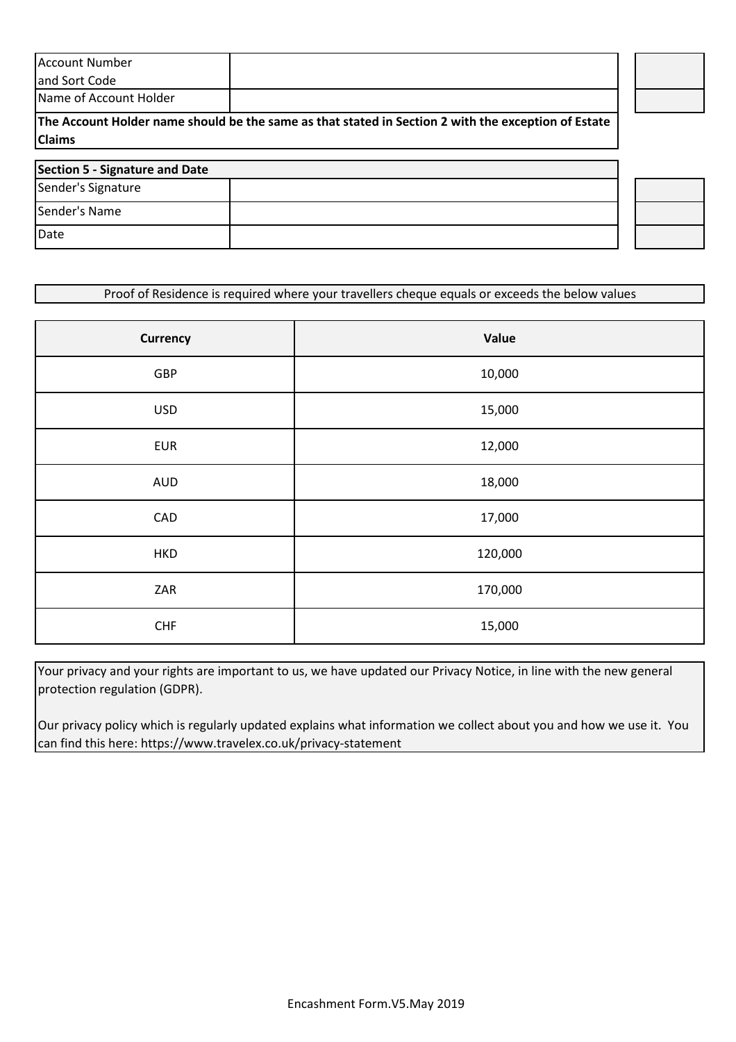| | |
|---|---|
| Account Number and Sort Code | |
| Name of Account Holder | |

**The Account Holder name should be the same as that stated in Section 2 with the exception of Estate Claims**

**Section 5 - Signature and Date**

| | |
|---|---|
| Sender's Signature | |
| Sender's Name | |
| Date | |

Proof of Residence is required where your travellers cheque equals or exceeds the below values

| Currency | Value |
|---|---|
| GBP | 10,000 |
| USD | 15,000 |
| EUR | 12,000 |
| AUD | 18,000 |
| CAD | 17,000 |
| HKD | 120,000 |
| ZAR | 170,000 |
| CHF | 15,000 |

Your privacy and your rights are important to us, we have updated our Privacy Notice, in line with the new general protection regulation (GDPR).

Our privacy policy which is regularly updated explains what information we collect about you and how we use it. You can find this here: https://www.travelex.co.uk/privacy-statement

Encashment Form.V5.May 2019